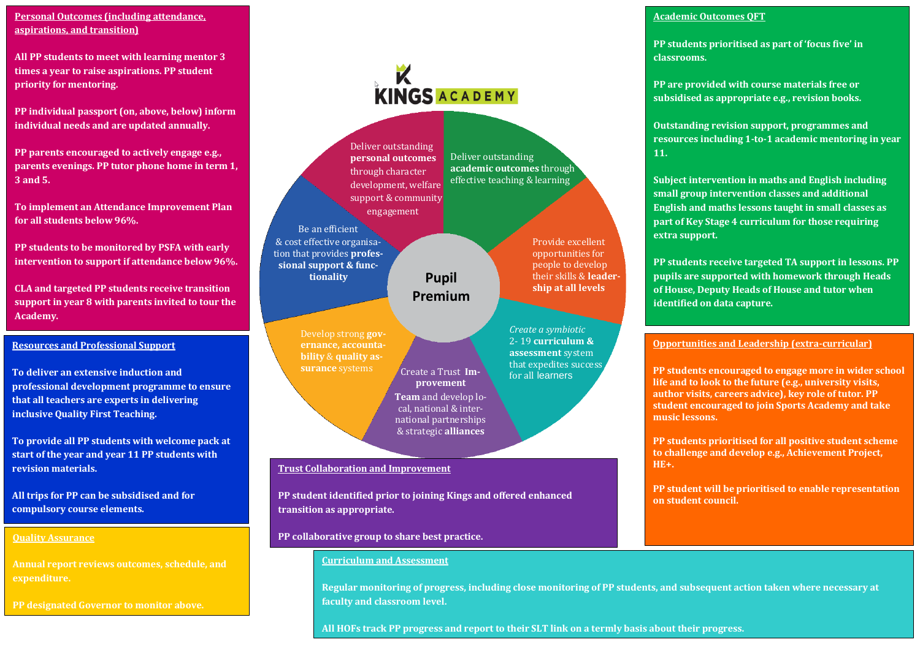## Personal Outcomes (including attendance, aspirations, and transition)

**All PP students to meet with learning mentor 3 times a year to raise aspirations. PP student priority for mentoring.**

**PP individual passport (on, above, below) inform individual needs and are updated annually.**

**PP parents encouraged to actively engage e.g., parents evenings. PP tutor phone home in term 1, 3 and 5.**

**To implement an Attendance Improvement Plan for all students below 96%.**

**PP students to be monitored by PSFA with early intervention to support if attendance below 96%.**

**CLA and targeted PP students receive transition support in year 8 with parents invited to tour the Academy.**

## Resources and Professional Support

**To deliver an extensive induction and professional development programme to ensure that all teachers are experts in delivering inclusive Quality First Teaching.**

**To provide all PP students with welcome pack at start of the year and year 11 PP students with revision materials.**

**All trips for PP can be subsidised and for compulsory course elements.**

## Quality Assurance

**Annual report reviews outcomes, schedule, and expenditure.**

**PP designated Governor to monitor above.**

# KINGS ACADEMY

## Pupil Premium

- Deliver outstanding **personal outcomes** through character development, welfare support & community engagement
- Deliver outstanding **academic outcomes** through effective teaching & learning
- Provide excellent opportunities for people to develop their skills & **leadership at all levels**
- *Create a symbiotic* 2- 19 **curriculum & assessment** system that expedites success for all learners
- Create a Trust **Improvement Team** and develop local, national & international partnerships & strategic **alliances**
- Develop strong **governance, accountability** & **quality assurance** systems
- Be an efficient & cost effective organisation that provides **professional support & functionality**

## Academic Outcomes QFT

**PP students prioritised as part of 'focus five' in classrooms.**

**PP are provided with course materials free or subsidised as appropriate e.g., revision books.**

**Outstanding revision support, programmes and resources including 1-to-1 academic mentoring in year 11.**

**Subject intervention in maths and English including small group intervention classes and additional English and maths lessons taught in small classes as part of Key Stage 4 curriculum for those requiring extra support.**

**PP students receive targeted TA support in lessons. PP pupils are supported with homework through Heads of House, Deputy Heads of House and tutor when identified on data capture.**

## Opportunities and Leadership (extra-curricular)

**PP students encouraged to engage more in wider school life and to look to the future (e.g., university visits, author visits, careers advice), key role of tutor. PP student encouraged to join Sports Academy and take music lessons.**

**PP students prioritised for all positive student scheme to challenge and develop e.g., Achievement Project, HE+.**

**PP student will be prioritised to enable representation on student council.**

## Trust Collaboration and Improvement

**PP student identified prior to joining Kings and offered enhanced transition as appropriate.**

**PP collaborative group to share best practice.**

## Curriculum and Assessment

**Regular monitoring of progress, including close monitoring of PP students, and subsequent action taken where necessary at faculty and classroom level.**

**All HOFs track PP progress and report to their SLT link on a termly basis about their progress.**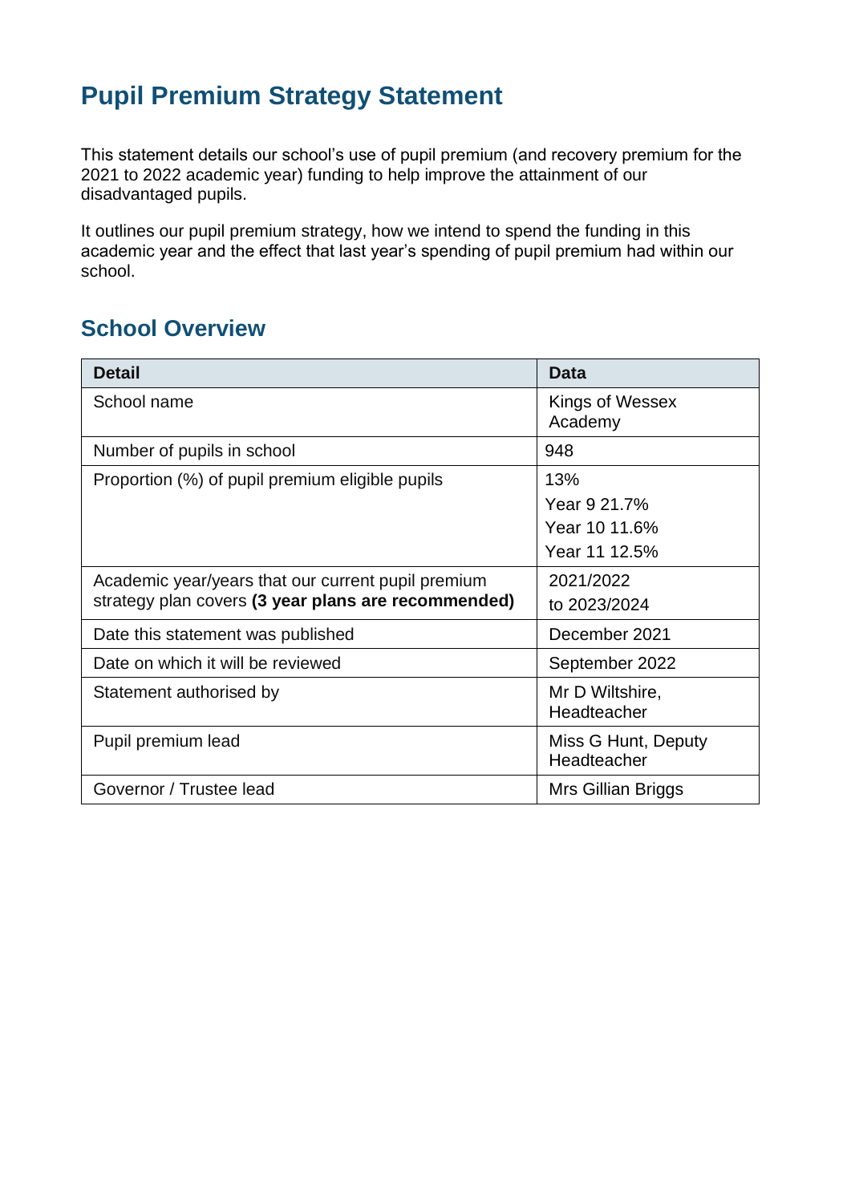# Pupil Premium Strategy Statement

This statement details our school's use of pupil premium (and recovery premium for the 2021 to 2022 academic year) funding to help improve the attainment of our disadvantaged pupils.

It outlines our pupil premium strategy, how we intend to spend the funding in this academic year and the effect that last year's spending of pupil premium had within our school.

## School Overview

| Detail | Data |
|---|---|
| School name | Kings of Wessex Academy |
| Number of pupils in school | 948 |
| Proportion (%) of pupil premium eligible pupils | 13%<br>Year 9 21.7%<br>Year 10 11.6%<br>Year 11 12.5% |
| Academic year/years that our current pupil premium strategy plan covers **(3 year plans are recommended)** | 2021/2022<br>to 2023/2024 |
| Date this statement was published | December 2021 |
| Date on which it will be reviewed | September 2022 |
| Statement authorised by | Mr D Wiltshire, Headteacher |
| Pupil premium lead | Miss G Hunt, Deputy Headteacher |
| Governor / Trustee lead | Mrs Gillian Briggs |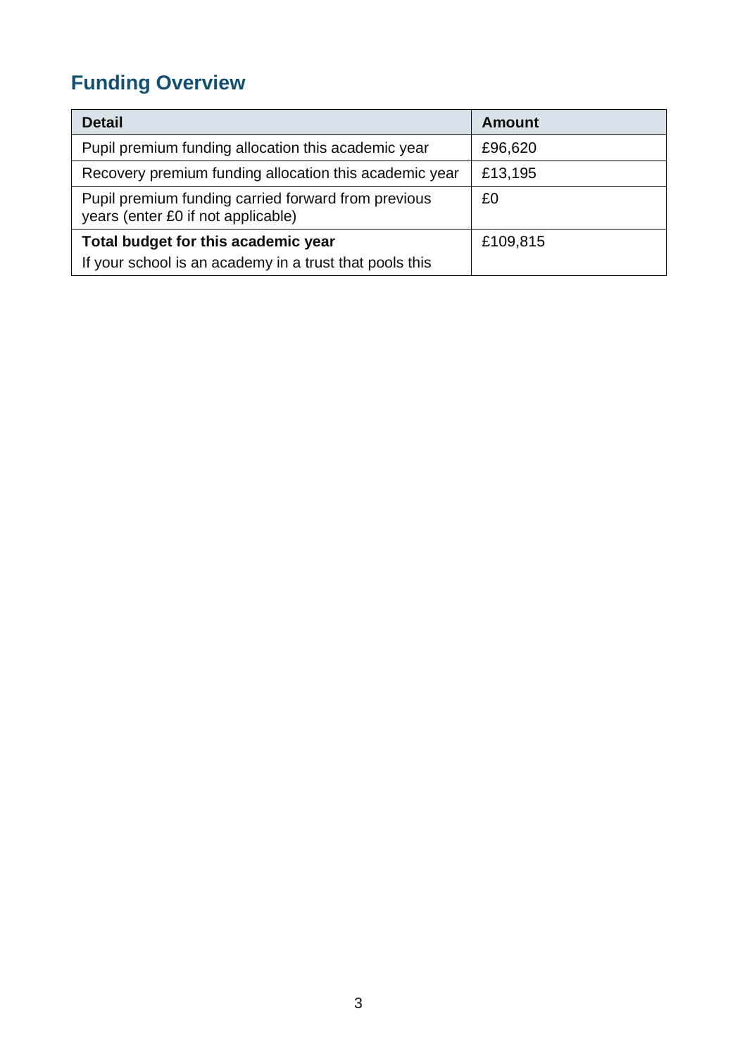## Funding Overview

| Detail | Amount |
|---|---|
| Pupil premium funding allocation this academic year | £96,620 |
| Recovery premium funding allocation this academic year | £13,195 |
| Pupil premium funding carried forward from previous years (enter £0 if not applicable) | £0 |
| **Total budget for this academic year**<br>If your school is an academy in a trust that pools this | £109,815 |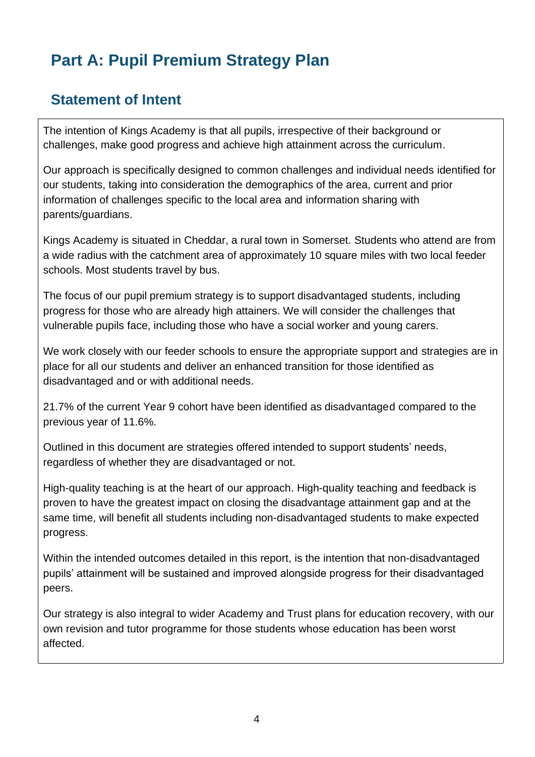# Part A: Pupil Premium Strategy Plan

## Statement of Intent

The intention of Kings Academy is that all pupils, irrespective of their background or challenges, make good progress and achieve high attainment across the curriculum.

Our approach is specifically designed to common challenges and individual needs identified for our students, taking into consideration the demographics of the area, current and prior information of challenges specific to the local area and information sharing with parents/guardians.

Kings Academy is situated in Cheddar, a rural town in Somerset. Students who attend are from a wide radius with the catchment area of approximately 10 square miles with two local feeder schools. Most students travel by bus.

The focus of our pupil premium strategy is to support disadvantaged students, including progress for those who are already high attainers. We will consider the challenges that vulnerable pupils face, including those who have a social worker and young carers.

We work closely with our feeder schools to ensure the appropriate support and strategies are in place for all our students and deliver an enhanced transition for those identified as disadvantaged and or with additional needs.

21.7% of the current Year 9 cohort have been identified as disadvantaged compared to the previous year of 11.6%.

Outlined in this document are strategies offered intended to support students' needs, regardless of whether they are disadvantaged or not.

High-quality teaching is at the heart of our approach. High-quality teaching and feedback is proven to have the greatest impact on closing the disadvantage attainment gap and at the same time, will benefit all students including non-disadvantaged students to make expected progress.

Within the intended outcomes detailed in this report, is the intention that non-disadvantaged pupils' attainment will be sustained and improved alongside progress for their disadvantaged peers.

Our strategy is also integral to wider Academy and Trust plans for education recovery, with our own revision and tutor programme for those students whose education has been worst affected.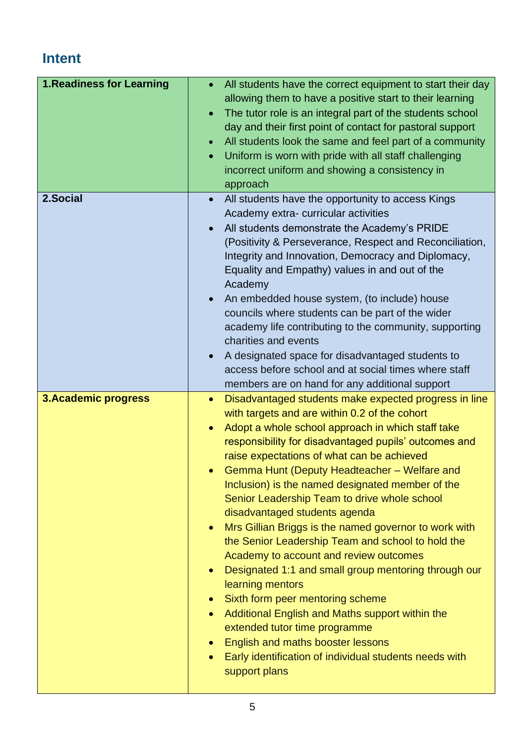## Intent

| | |
|---|---|
| **1.Readiness for Learning** | • All students have the correct equipment to start their day allowing them to have a positive start to their learning<br>• The tutor role is an integral part of the students school day and their first point of contact for pastoral support<br>• All students look the same and feel part of a community<br>• Uniform is worn with pride with all staff challenging incorrect uniform and showing a consistency in approach |
| **2.Social** | • All students have the opportunity to access Kings Academy extra- curricular activities<br>• All students demonstrate the Academy's PRIDE (Positivity & Perseverance, Respect and Reconciliation, Integrity and Innovation, Democracy and Diplomacy, Equality and Empathy) values in and out of the Academy<br>• An embedded house system, (to include) house councils where students can be part of the wider academy life contributing to the community, supporting charities and events<br>• A designated space for disadvantaged students to access before school and at social times where staff members are on hand for any additional support |
| **3.Academic progress** | • Disadvantaged students make expected progress in line with targets and are within 0.2 of the cohort<br>• Adopt a whole school approach in which staff take responsibility for disadvantaged pupils' outcomes and raise expectations of what can be achieved<br>• Gemma Hunt (Deputy Headteacher – Welfare and Inclusion) is the named designated member of the Senior Leadership Team to drive whole school disadvantaged students agenda<br>• Mrs Gillian Briggs is the named governor to work with the Senior Leadership Team and school to hold the Academy to account and review outcomes<br>• Designated 1:1 and small group mentoring through our learning mentors<br>• Sixth form peer mentoring scheme<br>• Additional English and Maths support within the extended tutor time programme<br>• English and maths booster lessons<br>• Early identification of individual students needs with support plans |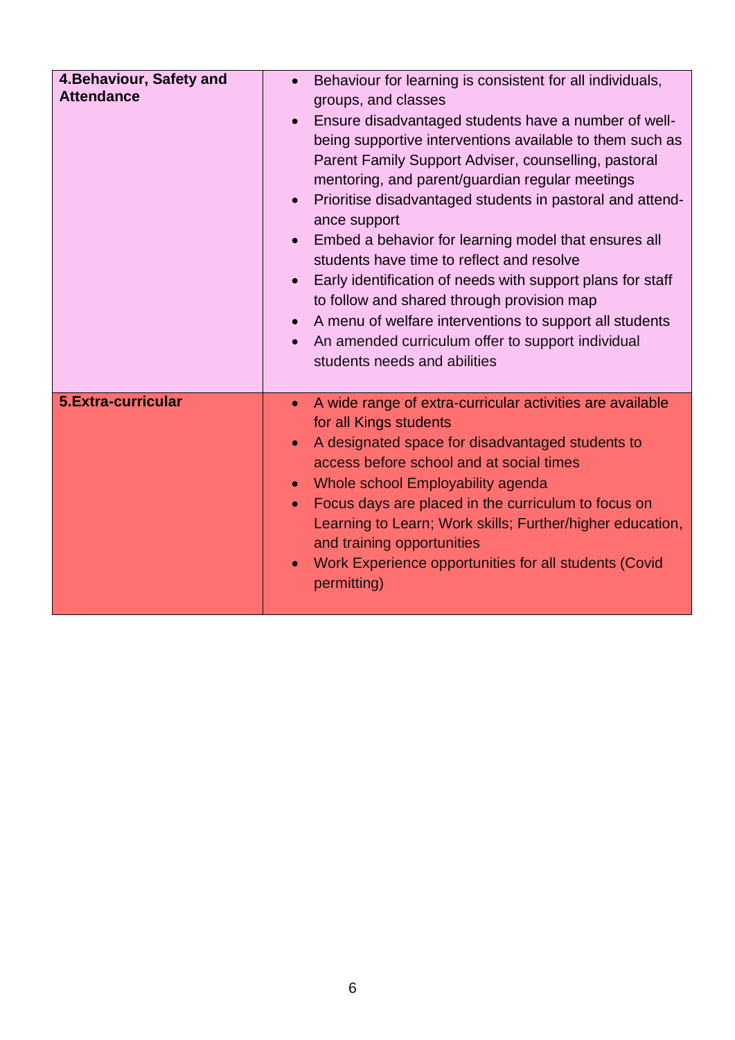| | |
|---|---|
| **4.Behaviour, Safety and Attendance** | • Behaviour for learning is consistent for all individuals, groups, and classes<br>• Ensure disadvantaged students have a number of well-being supportive interventions available to them such as Parent Family Support Adviser, counselling, pastoral mentoring, and parent/guardian regular meetings<br>• Prioritise disadvantaged students in pastoral and attendance support<br>• Embed a behavior for learning model that ensures all students have time to reflect and resolve<br>• Early identification of needs with support plans for staff to follow and shared through provision map<br>• A menu of welfare interventions to support all students<br>• An amended curriculum offer to support individual students needs and abilities |
| **5.Extra-curricular** | • A wide range of extra-curricular activities are available for all Kings students<br>• A designated space for disadvantaged students to access before school and at social times<br>• Whole school Employability agenda<br>• Focus days are placed in the curriculum to focus on Learning to Learn; Work skills; Further/higher education, and training opportunities<br>• Work Experience opportunities for all students (Covid permitting) |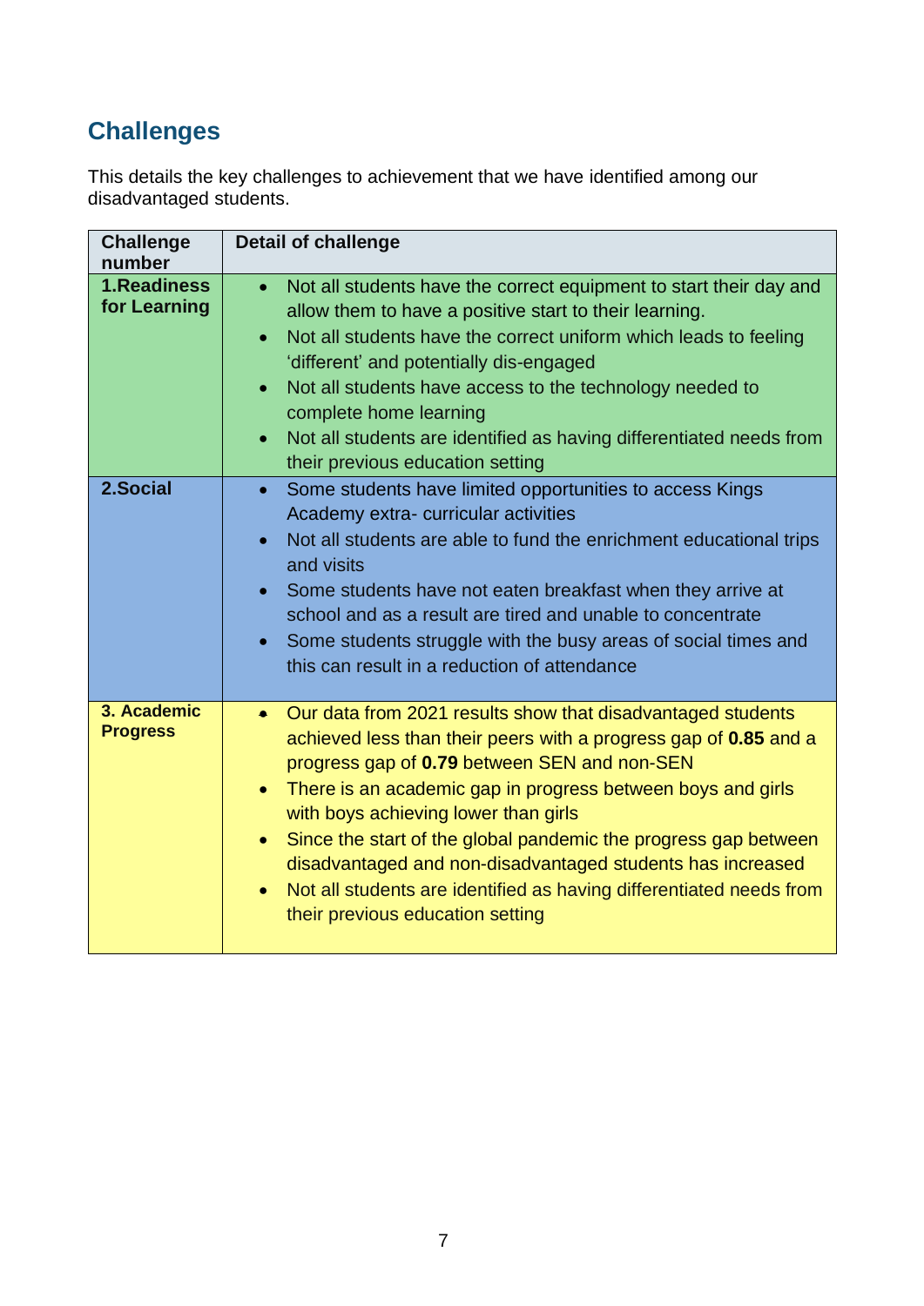## Challenges

This details the key challenges to achievement that we have identified among our disadvantaged students.

| Challenge number | Detail of challenge |
|---|---|
| **1.Readiness for Learning** | • Not all students have the correct equipment to start their day and allow them to have a positive start to their learning.<br>• Not all students have the correct uniform which leads to feeling 'different' and potentially dis-engaged<br>• Not all students have access to the technology needed to complete home learning<br>• Not all students are identified as having differentiated needs from their previous education setting |
| **2.Social** | • Some students have limited opportunities to access Kings Academy extra- curricular activities<br>• Not all students are able to fund the enrichment educational trips and visits<br>• Some students have not eaten breakfast when they arrive at school and as a result are tired and unable to concentrate<br>• Some students struggle with the busy areas of social times and this can result in a reduction of attendance |
| **3. Academic Progress** | • Our data from 2021 results show that disadvantaged students achieved less than their peers with a progress gap of **0.85** and a progress gap of **0.79** between SEN and non-SEN<br>• There is an academic gap in progress between boys and girls with boys achieving lower than girls<br>• Since the start of the global pandemic the progress gap between disadvantaged and non-disadvantaged students has increased<br>• Not all students are identified as having differentiated needs from their previous education setting |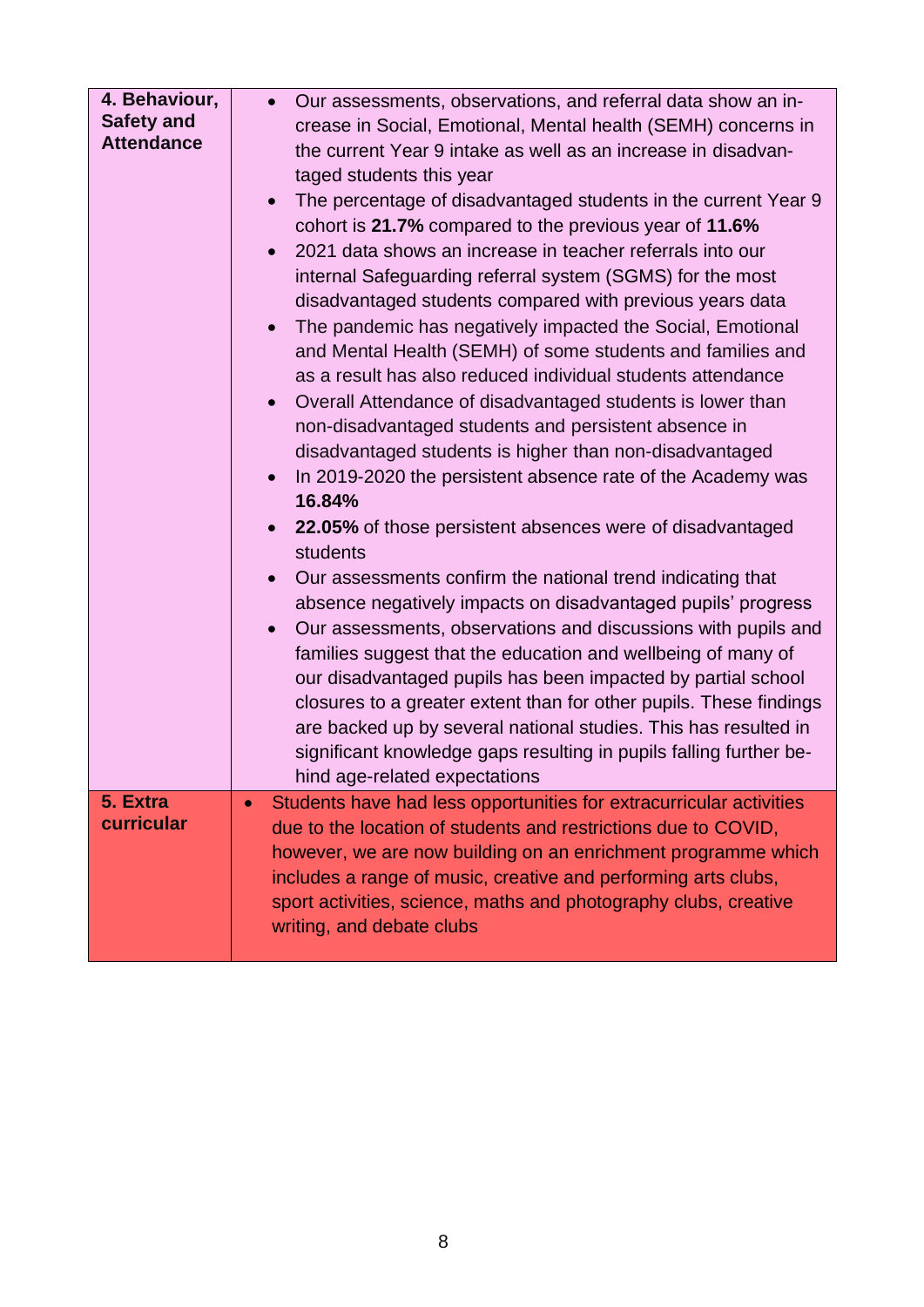| | |
|---|---|
| **4. Behaviour, Safety and Attendance** | • Our assessments, observations, and referral data show an increase in Social, Emotional, Mental health (SEMH) concerns in the current Year 9 intake as well as an increase in disadvantaged students this year<br>• The percentage of disadvantaged students in the current Year 9 cohort is **21.7%** compared to the previous year of **11.6%**<br>• 2021 data shows an increase in teacher referrals into our internal Safeguarding referral system (SGMS) for the most disadvantaged students compared with previous years data<br>• The pandemic has negatively impacted the Social, Emotional and Mental Health (SEMH) of some students and families and as a result has also reduced individual students attendance<br>• Overall Attendance of disadvantaged students is lower than non-disadvantaged students and persistent absence in disadvantaged students is higher than non-disadvantaged<br>• In 2019-2020 the persistent absence rate of the Academy was **16.84%**<br>• **22.05%** of those persistent absences were of disadvantaged students<br>• Our assessments confirm the national trend indicating that absence negatively impacts on disadvantaged pupils' progress<br>• Our assessments, observations and discussions with pupils and families suggest that the education and wellbeing of many of our disadvantaged pupils has been impacted by partial school closures to a greater extent than for other pupils. These findings are backed up by several national studies. This has resulted in significant knowledge gaps resulting in pupils falling further behind age-related expectations |
| **5. Extra curricular** | • Students have had less opportunities for extracurricular activities due to the location of students and restrictions due to COVID, however, we are now building on an enrichment programme which includes a range of music, creative and performing arts clubs, sport activities, science, maths and photography clubs, creative writing, and debate clubs |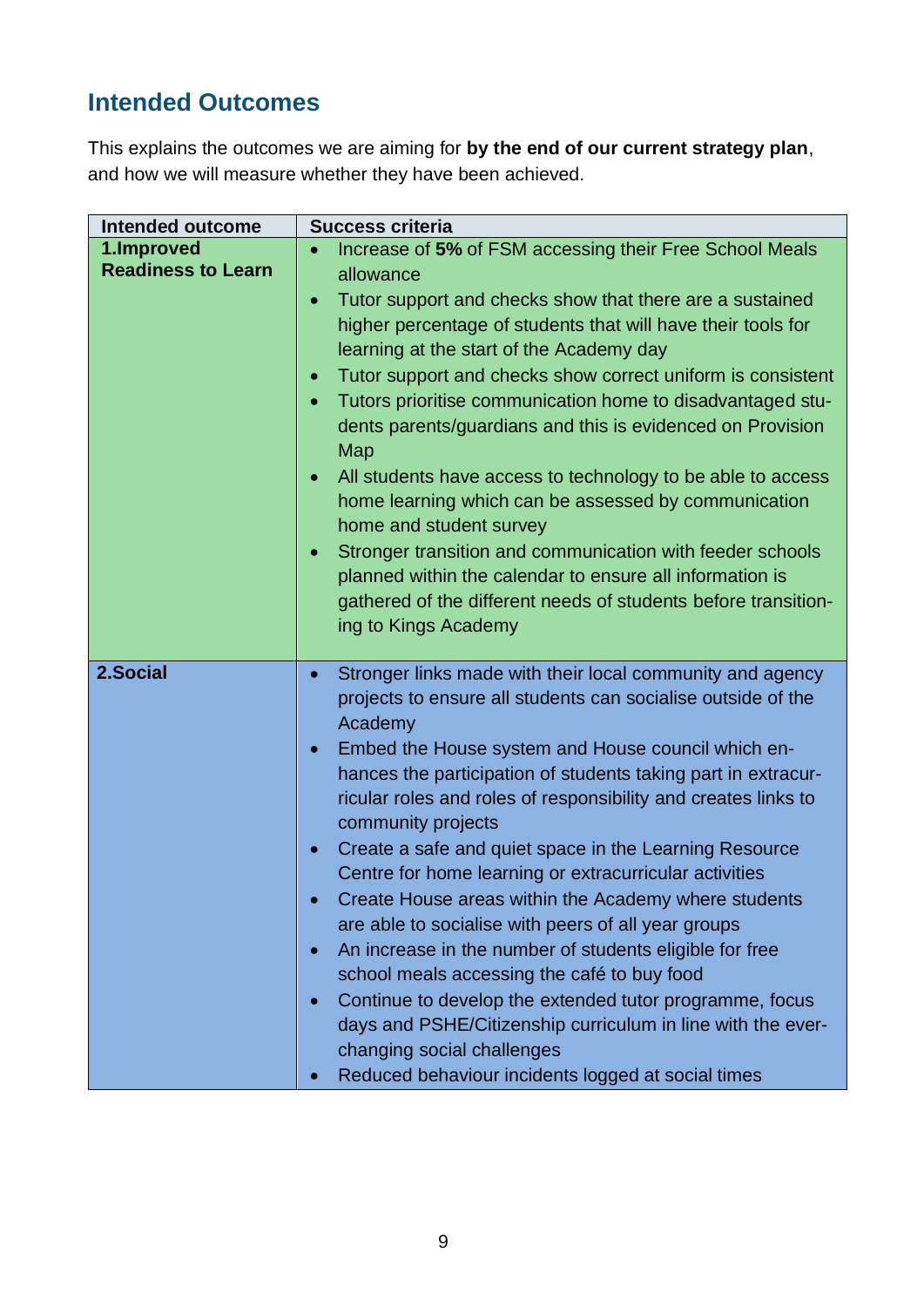## Intended Outcomes

This explains the outcomes we are aiming for **by the end of our current strategy plan**, and how we will measure whether they have been achieved.

| Intended outcome | Success criteria |
|---|---|
| **1.Improved Readiness to Learn** | • Increase of **5%** of FSM accessing their Free School Meals allowance<br>• Tutor support and checks show that there are a sustained higher percentage of students that will have their tools for learning at the start of the Academy day<br>• Tutor support and checks show correct uniform is consistent<br>• Tutors prioritise communication home to disadvantaged students parents/guardians and this is evidenced on Provision Map<br>• All students have access to technology to be able to access home learning which can be assessed by communication home and student survey<br>• Stronger transition and communication with feeder schools planned within the calendar to ensure all information is gathered of the different needs of students before transitioning to Kings Academy |
| **2.Social** | • Stronger links made with their local community and agency projects to ensure all students can socialise outside of the Academy<br>• Embed the House system and House council which enhances the participation of students taking part in extracurricular roles and roles of responsibility and creates links to community projects<br>• Create a safe and quiet space in the Learning Resource Centre for home learning or extracurricular activities<br>• Create House areas within the Academy where students are able to socialise with peers of all year groups<br>• An increase in the number of students eligible for free school meals accessing the café to buy food<br>• Continue to develop the extended tutor programme, focus days and PSHE/Citizenship curriculum in line with the ever-changing social challenges<br>• Reduced behaviour incidents logged at social times |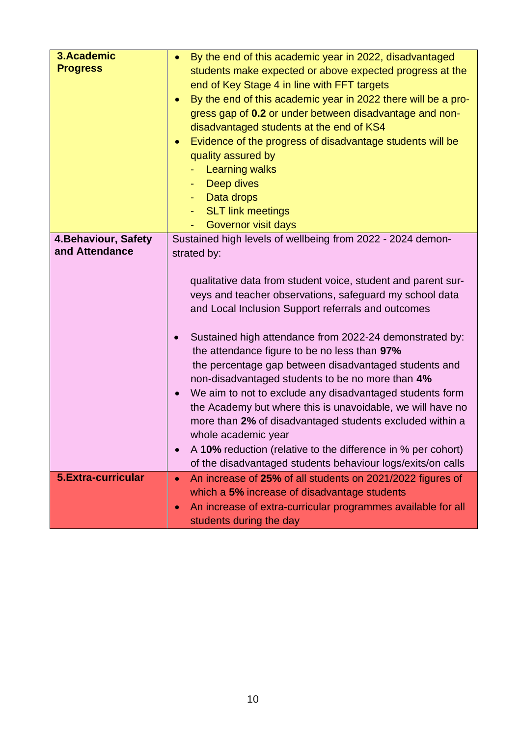| | |
|---|---|
| **3.Academic Progress** | • By the end of this academic year in 2022, disadvantaged students make expected or above expected progress at the end of Key Stage 4 in line with FFT targets<br>• By the end of this academic year in 2022 there will be a progress gap of **0.2** or under between disadvantage and non-disadvantaged students at the end of KS4<br>• Evidence of the progress of disadvantage students will be quality assured by<br>- Learning walks<br>- Deep dives<br>- Data drops<br>- SLT link meetings<br>- Governor visit days |
| **4.Behaviour, Safety and Attendance** | Sustained high levels of wellbeing from 2022 - 2024 demonstrated by:<br><br>qualitative data from student voice, student and parent surveys and teacher observations, safeguard my school data and Local Inclusion Support referrals and outcomes<br><br>• Sustained high attendance from 2022-24 demonstrated by: the attendance figure to be no less than **97%** the percentage gap between disadvantaged students and non-disadvantaged students to be no more than **4%**<br>• We aim to not to exclude any disadvantaged students form the Academy but where this is unavoidable, we will have no more than **2%** of disadvantaged students excluded within a whole academic year<br>• A **10%** reduction (relative to the difference in % per cohort) of the disadvantaged students behaviour logs/exits/on calls |
| **5.Extra-curricular** | • An increase of **25%** of all students on 2021/2022 figures of which a **5%** increase of disadvantage students<br>• An increase of extra-curricular programmes available for all students during the day |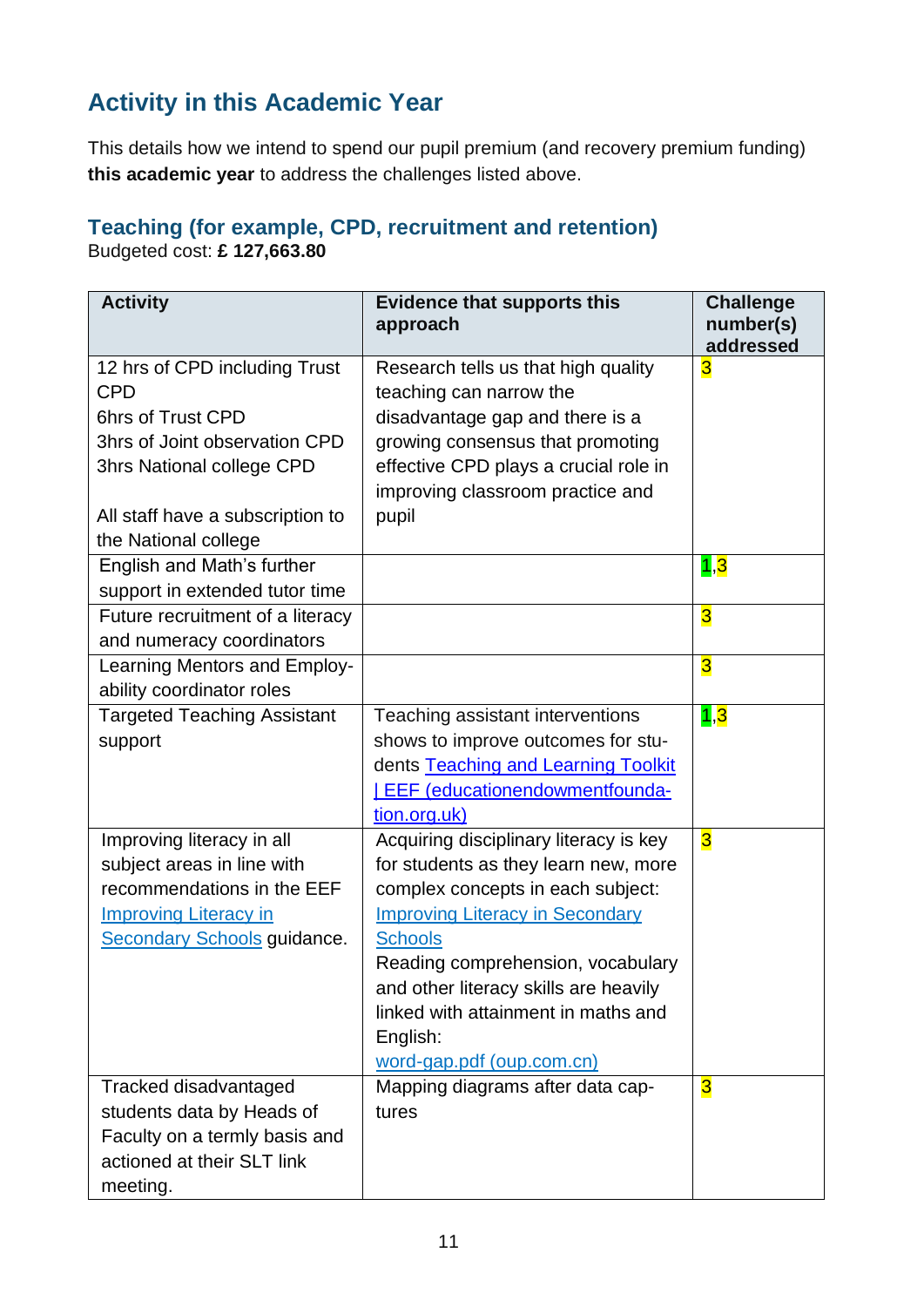## Activity in this Academic Year

This details how we intend to spend our pupil premium (and recovery premium funding) **this academic year** to address the challenges listed above.

### Teaching (for example, CPD, recruitment and retention)

Budgeted cost: **£ 127,663.80**

| Activity | Evidence that supports this approach | Challenge number(s) addressed |
|---|---|---|
| 12 hrs of CPD including Trust CPD<br>6hrs of Trust CPD<br>3hrs of Joint observation CPD<br>3hrs National college CPD<br><br>All staff have a subscription to the National college | Research tells us that high quality teaching can narrow the disadvantage gap and there is a growing consensus that promoting effective CPD plays a crucial role in improving classroom practice and pupil | 3 |
| English and Math's further support in extended tutor time | | 1,3 |
| Future recruitment of a literacy and numeracy coordinators | | 3 |
| Learning Mentors and Employ-ability coordinator roles | | 3 |
| Targeted Teaching Assistant support | Teaching assistant interventions shows to improve outcomes for students Teaching and Learning Toolkit \| EEF (educationendowmentfoundation.org.uk) | 1,3 |
| Improving literacy in all subject areas in line with recommendations in the EEF Improving Literacy in Secondary Schools guidance. | Acquiring disciplinary literacy is key for students as they learn new, more complex concepts in each subject: Improving Literacy in Secondary Schools<br>Reading comprehension, vocabulary and other literacy skills are heavily linked with attainment in maths and English: word-gap.pdf (oup.com.cn) | 3 |
| Tracked disadvantaged students data by Heads of Faculty on a termly basis and actioned at their SLT link meeting. | Mapping diagrams after data captures | 3 |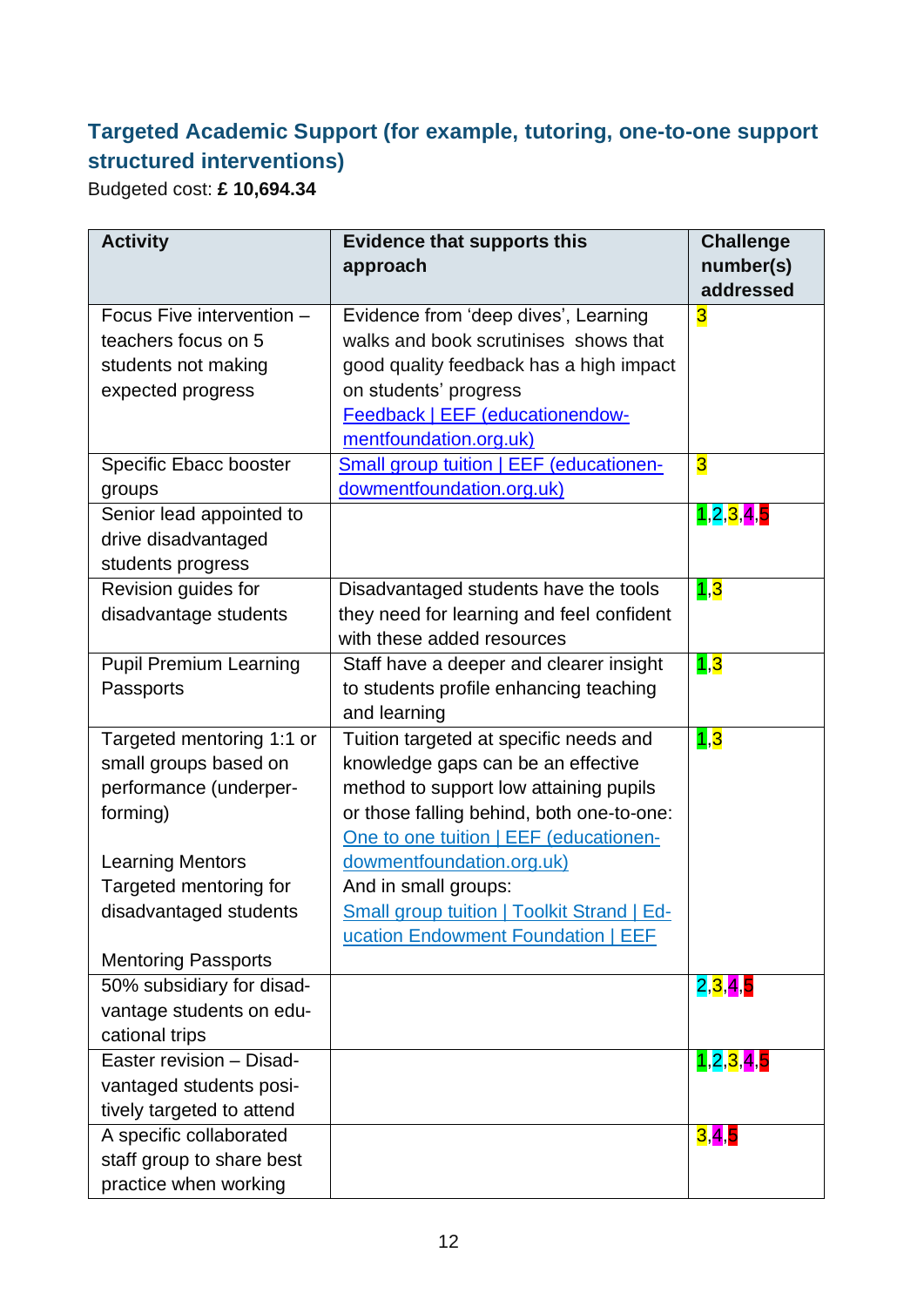## Targeted Academic Support (for example, tutoring, one-to-one support structured interventions)

Budgeted cost: **£ 10,694.34**

| Activity | Evidence that supports this approach | Challenge number(s) addressed |
|---|---|---|
| Focus Five intervention – teachers focus on 5 students not making expected progress | Evidence from 'deep dives', Learning walks and book scrutinises shows that good quality feedback has a high impact on students' progress [Feedback \| EEF (educationendowmentfoundation.org.uk)] | 3 |
| Specific Ebacc booster groups | [Small group tuition \| EEF (educationendowmentfoundation.org.uk)] | 3 |
| Senior lead appointed to drive disadvantaged students progress | | 1,2,3,4,5 |
| Revision guides for disadvantage students | Disadvantaged students have the tools they need for learning and feel confident with these added resources | 1,3 |
| Pupil Premium Learning Passports | Staff have a deeper and clearer insight to students profile enhancing teaching and learning | 1,3 |
| Targeted mentoring 1:1 or small groups based on performance (underperforming)<br><br>Learning Mentors Targeted mentoring for disadvantaged students<br><br>Mentoring Passports | Tuition targeted at specific needs and knowledge gaps can be an effective method to support low attaining pupils or those falling behind, both one-to-one: [One to one tuition \| EEF (educationendowmentfoundation.org.uk)]<br>And in small groups:<br>[Small group tuition \| Toolkit Strand \| Education Endowment Foundation \| EEF] | 1,3 |
| 50% subsidiary for disadvantage students on educational trips | | 2,3,4,5 |
| Easter revision – Disadvantaged students positively targeted to attend | | 1,2,3,4,5 |
| A specific collaborated staff group to share best practice when working | | 3,4,5 |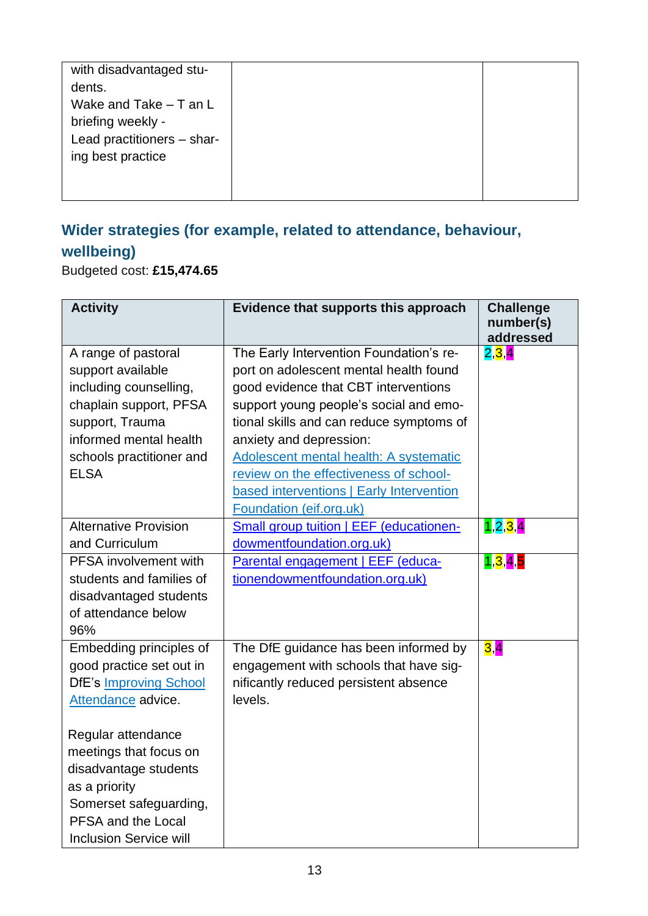| | | |
|---|---|---|
| with disadvantaged students.<br>Wake and Take – T an L briefing weekly -<br>Lead practitioners – sharing best practice | | |

## Wider strategies (for example, related to attendance, behaviour, wellbeing)

Budgeted cost: **£15,474.65**

| Activity | Evidence that supports this approach | Challenge number(s) addressed |
|---|---|---|
| A range of pastoral support available including counselling, chaplain support, PFSA support, Trauma informed mental health schools practitioner and ELSA | The Early Intervention Foundation's report on adolescent mental health found good evidence that CBT interventions support young people's social and emotional skills and can reduce symptoms of anxiety and depression: [Adolescent mental health: A systematic review on the effectiveness of school-based interventions \| Early Intervention Foundation (eif.org.uk)]() | 2,3,4 |
| Alternative Provision and Curriculum | [Small group tuition \| EEF (educationendowmentfoundation.org.uk)]() | 1,2,3,4 |
| PFSA involvement with students and families of disadvantaged students of attendance below 96% | [Parental engagement \| EEF (educationendowmentfoundation.org.uk)]() | 1,3,4,5 |
| Embedding principles of good practice set out in DfE's [Improving School Attendance]() advice.<br><br>Regular attendance meetings that focus on disadvantage students as a priority<br>Somerset safeguarding, PFSA and the Local Inclusion Service will | The DfE guidance has been informed by engagement with schools that have significantly reduced persistent absence levels. | 3,4 |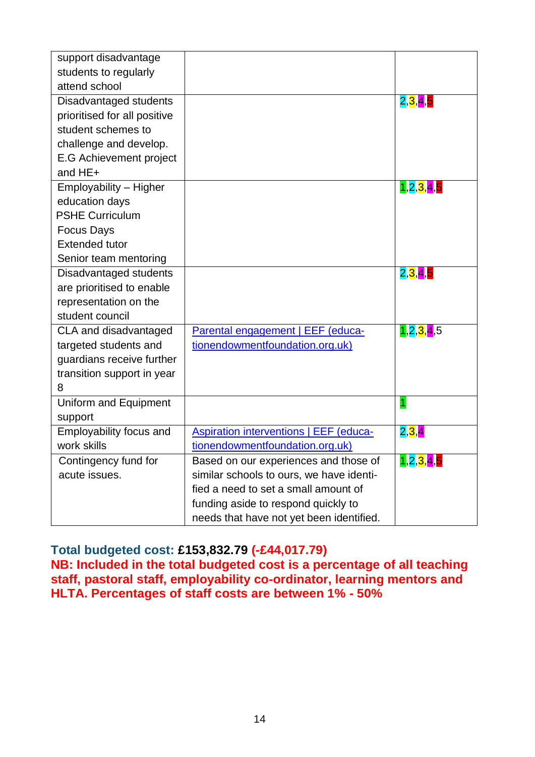| | | |
|---|---|---|
| support disadvantage students to regularly attend school | | |
| Disadvantaged students prioritised for all positive student schemes to challenge and develop. E.G Achievement project and HE+ | | 2,3,4,5 |
| Employability – Higher education days<br>PSHE Curriculum<br>Focus Days<br>Extended tutor<br>Senior team mentoring | | 1,2,3,4,5 |
| Disadvantaged students are prioritised to enable representation on the student council | | 2,3,4,5 |
| CLA and disadvantaged targeted students and guardians receive further transition support in year 8 | [Parental engagement \| EEF (educationendowmentfoundation.org.uk)](https://educationendowmentfoundation.org.uk) | 1,2,3,4,5 |
| Uniform and Equipment support | | 1 |
| Employability focus and work skills | [Aspiration interventions \| EEF (educationendowmentfoundation.org.uk)](https://educationendowmentfoundation.org.uk) | 2,3,4 |
| Contingency fund for acute issues. | Based on our experiences and those of similar schools to ours, we have identified a need to set a small amount of funding aside to respond quickly to needs that have not yet been identified. | 1,2,3,4,5 |

**Total budgeted cost: £153,832.79 (-£44,017.79)**

**NB: Included in the total budgeted cost is a percentage of all teaching staff, pastoral staff, employability co-ordinator, learning mentors and HLTA. Percentages of staff costs are between 1% - 50%**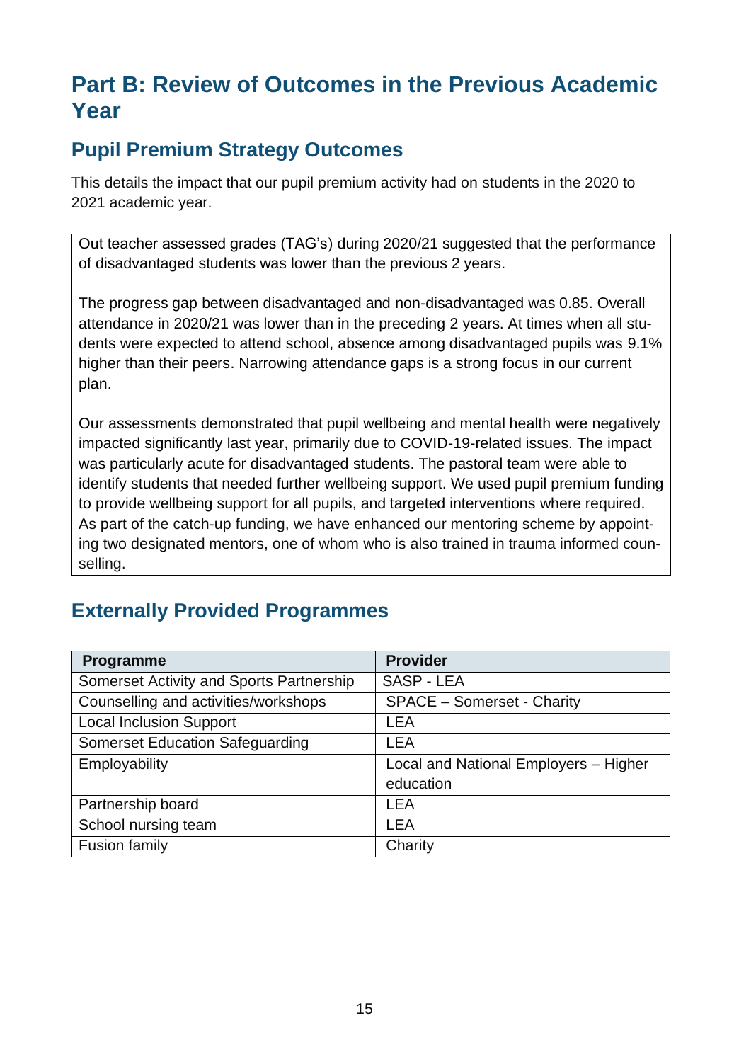# Part B: Review of Outcomes in the Previous Academic Year

## Pupil Premium Strategy Outcomes

This details the impact that our pupil premium activity had on students in the 2020 to 2021 academic year.

Out teacher assessed grades (TAG's) during 2020/21 suggested that the performance of disadvantaged students was lower than the previous 2 years.

The progress gap between disadvantaged and non-disadvantaged was 0.85. Overall attendance in 2020/21 was lower than in the preceding 2 years. At times when all students were expected to attend school, absence among disadvantaged pupils was 9.1% higher than their peers. Narrowing attendance gaps is a strong focus in our current plan.

Our assessments demonstrated that pupil wellbeing and mental health were negatively impacted significantly last year, primarily due to COVID-19-related issues. The impact was particularly acute for disadvantaged students. The pastoral team were able to identify students that needed further wellbeing support. We used pupil premium funding to provide wellbeing support for all pupils, and targeted interventions where required. As part of the catch-up funding, we have enhanced our mentoring scheme by appointing two designated mentors, one of whom who is also trained in trauma informed counselling.

## Externally Provided Programmes

| Programme | Provider |
|---|---|
| Somerset Activity and Sports Partnership | SASP - LEA |
| Counselling and activities/workshops | SPACE – Somerset - Charity |
| Local Inclusion Support | LEA |
| Somerset Education Safeguarding | LEA |
| Employability | Local and National Employers – Higher education |
| Partnership board | LEA |
| School nursing team | LEA |
| Fusion family | Charity |